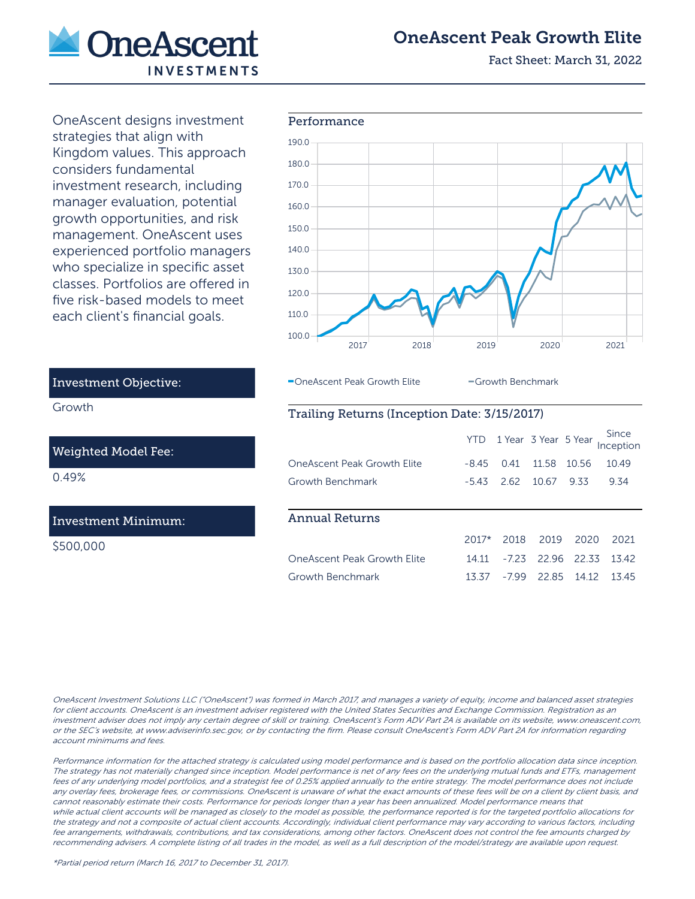# OneAscent Peak Growth Elite

Fact Sheet: March 31, 2022

OneAscent designs investment strategies that align with Kingdom values. This approach considers fundamental investment research, including manager evaluation, potential growth opportunities, and risk management. OneAscent uses experienced portfolio managers who specialize in specific asset classes. Portfolios are offered in five risk-based models to meet each client's financial goals.

### Investment Objective:

Growth

### Weighted Model Fee:

0.49%

### Investment Minimum:

$500,000

## Performance

- OneAscent Peak Growth Elite
- Growth Benchmark

## Trailing Returns (Inception Date: 3/15/2017)

| | YTD | 1 Year | 3 Year | 5 Year | Since Inception |
|---|---|---|---|---|---|
| OneAscent Peak Growth Elite | -8.45 | 0.41 | 11.58 | 10.56 | 10.49 |
| Growth Benchmark | -5.43 | 2.62 | 10.67 | 9.33 | 9.34 |

## Annual Returns

| | 2017* | 2018 | 2019 | 2020 | 2021 |
|---|---|---|---|---|---|
| OneAscent Peak Growth Elite | 14.11 | -7.23 | 22.96 | 22.33 | 13.42 |
| Growth Benchmark | 13.37 | -7.99 | 22.85 | 14.12 | 13.45 |

*OneAscent Investment Solutions LLC ("OneAscent") was formed in March 2017, and manages a variety of equity, income and balanced asset strategies for client accounts. OneAscent is an investment adviser registered with the United States Securities and Exchange Commission. Registration as an investment adviser does not imply any certain degree of skill or training. OneAscent's Form ADV Part 2A is available on its website, www.oneascent.com, or the SEC's website, at www.adviserinfo.sec.gov, or by contacting the firm. Please consult OneAscent's Form ADV Part 2A for information regarding account minimums and fees.*

*Performance information for the attached strategy is calculated using model performance and is based on the portfolio allocation data since inception. The strategy has not materially changed since inception. Model performance is net of any fees on the underlying mutual funds and ETFs, management fees of any underlying model portfolios, and a strategist fee of 0.25% applied annually to the entire strategy. The model performance does not include any overlay fees, brokerage fees, or commissions. OneAscent is unaware of what the exact amounts of these fees will be on a client by client basis, and cannot reasonably estimate their costs. Performance for periods longer than a year has been annualized. Model performance means that while actual client accounts will be managed as closely to the model as possible, the performance reported is for the targeted portfolio allocations for the strategy and not a composite of actual client accounts. Accordingly, individual client performance may vary according to various factors, including fee arrangements, withdrawals, contributions, and tax considerations, among other factors. OneAscent does not control the fee amounts charged by recommending advisers. A complete listing of all trades in the model, as well as a full description of the model/strategy are available upon request.*

*\*Partial period return (March 16, 2017 to December 31, 2017).*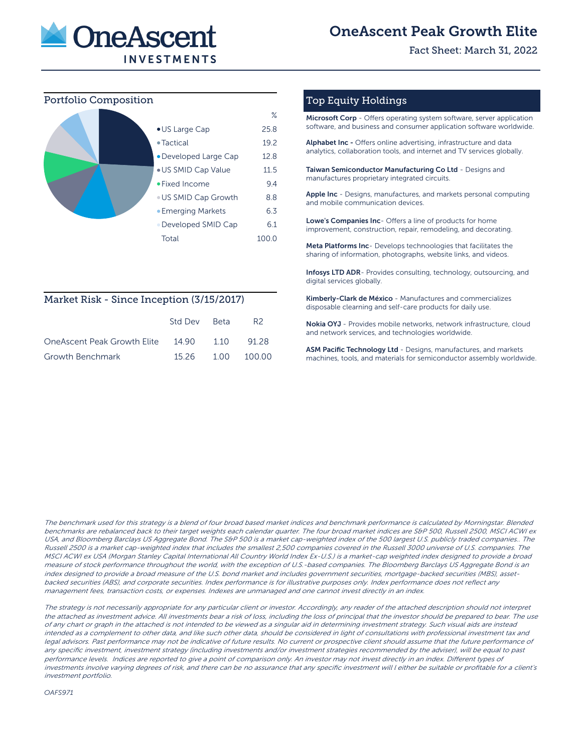# OneAscent Peak Growth Elite

Fact Sheet: March 31, 2022

## Portfolio Composition

| | % |
|---|---|
| US Large Cap | 25.8 |
| Tactical | 19.2 |
| Developed Large Cap | 12.8 |
| US SMID Cap Value | 11.5 |
| Fixed Income | 9.4 |
| US SMID Cap Growth | 8.8 |
| Emerging Markets | 6.3 |
| Developed SMID Cap | 6.1 |
| Total | 100.0 |

## Market Risk - Since Inception (3/15/2017)

| | Std Dev | Beta | R2 |
|---|---|---|---|
| OneAscent Peak Growth Elite | 14.90 | 1.10 | 91.28 |
| Growth Benchmark | 15.26 | 1.00 | 100.00 |

## Top Equity Holdings

**Microsoft Corp** - Offers operating system software, server application software, and business and consumer application software worldwide.

**Alphabet Inc -** Offers online advertising, infrastructure and data analytics, collaboration tools, and internet and TV services globally.

**Taiwan Semiconductor Manufacturing Co Ltd** - Designs and manufactures proprietary integrated circuits.

**Apple Inc** - Designs, manufactures, and markets personal computing and mobile communication devices.

**Lowe's Companies Inc**- Offers a line of products for home improvement, construction, repair, remodeling, and decorating.

**Meta Platforms Inc**- Develops technoologies that facilitates the sharing of information, photographs, website links, and videos.

**Infosys LTD ADR**- Provides consulting, technology, outsourcing, and digital services globally.

**Kimberly-Clark de México** - Manufactures and commercializes disposable clearning and self-care products for daily use.

**Nokia OYJ** - Provides mobile networks, network infrastructure, cloud and network services, and technologies worldwide.

**ASM Pacific Technology Ltd** - Designs, manufactures, and markets machines, tools, and materials for semiconductor assembly worldwide.

*The benchmark used for this strategy is a blend of four broad based market indices and benchmark performance is calculated by Morningstar. Blended benchmarks are rebalanced back to their target weights each calendar quarter. The four broad market indices are S&P 500, Russell 2500, MSCI ACWI ex USA, and Bloomberg Barclays US Aggregate Bond. The S&P 500 is a market cap-weighted index of the 500 largest U.S. publicly traded companies.. The Russell 2500 is a market cap-weighted index that includes the smallest 2,500 companies covered in the Russell 3000 universe of U.S. companies. The MSCI ACWI ex USA (Morgan Stanley Capital International All Country World Index Ex-U.S.) is a market-cap weighted index designed to provide a broad measure of stock performance throughout the world, with the exception of U.S.-based companies. The Bloomberg Barclays US Aggregate Bond is an index designed to provide a broad measure of the U.S. bond market and includes government securities, mortgage-backed securities (MBS), asset-backed securities (ABS), and corporate securities. Index performance is for illustrative purposes only. Index performance does not reflect any management fees, transaction costs, or expenses. Indexes are unmanaged and one cannot invest directly in an index.*

*The strategy is not necessarily appropriate for any particular client or investor. Accordingly, any reader of the attached description should not interpret the attached as investment advice. All investments bear a risk of loss, including the loss of principal that the investor should be prepared to bear. The use of any chart or graph in the attached is not intended to be viewed as a singular aid in determining investment strategy. Such visual aids are instead intended as a complement to other data, and like such other data, should be considered in light of consultations with professional investment tax and legal advisors. Past performance may not be indicative of future results. No current or prospective client should assume that the future performance of any specific investment, investment strategy (including investments and/or investment strategies recommended by the adviser), will be equal to past performance levels. Indices are reported to give a point of comparison only. An investor may not invest directly in an index. Different types of investments involve varying degrees of risk, and there can be no assurance that any specific investment will l either be suitable or profitable for a client's investment portfolio.*

*OAFS971*